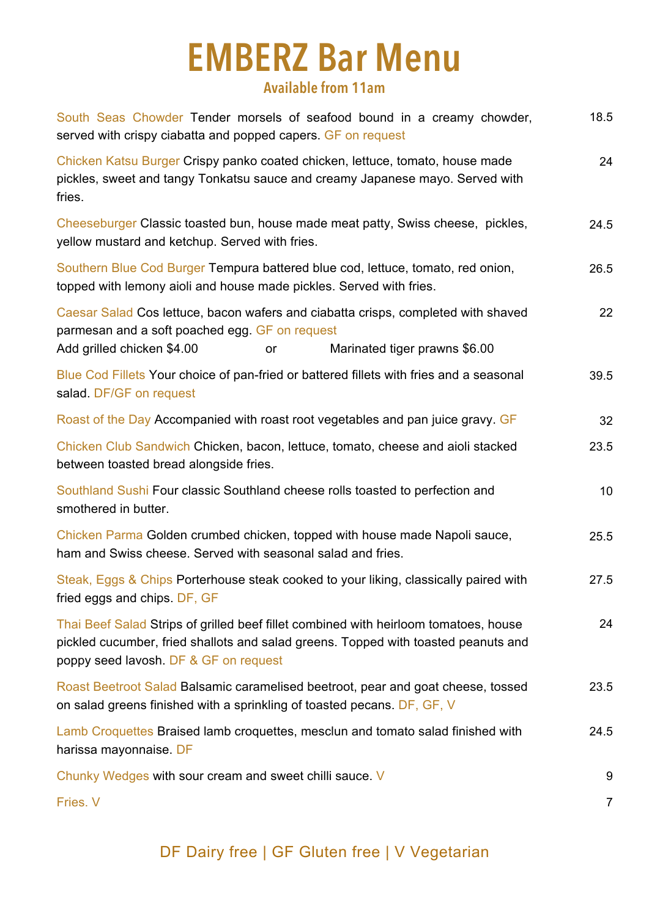# EMBERZ Bar Menu

## Available from 11am

| | |
|---|---|
| South Seas Chowder Tender morsels of seafood bound in a creamy chowder, served with crispy ciabatta and popped capers. GF on request | 18.5 |
| Chicken Katsu Burger Crispy panko coated chicken, lettuce, tomato, house made pickles, sweet and tangy Tonkatsu sauce and creamy Japanese mayo. Served with fries. | 24 |
| Cheeseburger Classic toasted bun, house made meat patty, Swiss cheese, pickles, yellow mustard and ketchup. Served with fries. | 24.5 |
| Southern Blue Cod Burger Tempura battered blue cod, lettuce, tomato, red onion, topped with lemony aioli and house made pickles. Served with fries. | 26.5 |
| Caesar Salad Cos lettuce, bacon wafers and ciabatta crisps, completed with shaved parmesan and a soft poached egg. GF on request<br>Add grilled chicken $4.00 or Marinated tiger prawns $6.00 | 22 |
| Blue Cod Fillets Your choice of pan-fried or battered fillets with fries and a seasonal salad. DF/GF on request | 39.5 |
| Roast of the Day Accompanied with roast root vegetables and pan juice gravy. GF | 32 |
| Chicken Club Sandwich Chicken, bacon, lettuce, tomato, cheese and aioli stacked between toasted bread alongside fries. | 23.5 |
| Southland Sushi Four classic Southland cheese rolls toasted to perfection and smothered in butter. | 10 |
| Chicken Parma Golden crumbed chicken, topped with house made Napoli sauce, ham and Swiss cheese. Served with seasonal salad and fries. | 25.5 |
| Steak, Eggs & Chips Porterhouse steak cooked to your liking, classically paired with fried eggs and chips. DF, GF | 27.5 |
| Thai Beef Salad Strips of grilled beef fillet combined with heirloom tomatoes, house pickled cucumber, fried shallots and salad greens. Topped with toasted peanuts and poppy seed lavosh. DF & GF on request | 24 |
| Roast Beetroot Salad Balsamic caramelised beetroot, pear and goat cheese, tossed on salad greens finished with a sprinkling of toasted pecans. DF, GF, V | 23.5 |
| Lamb Croquettes Braised lamb croquettes, mesclun and tomato salad finished with harissa mayonnaise. DF | 24.5 |
| Chunky Wedges with sour cream and sweet chilli sauce. V | 9 |
| Fries. V | 7 |

DF Dairy free | GF Gluten free | V Vegetarian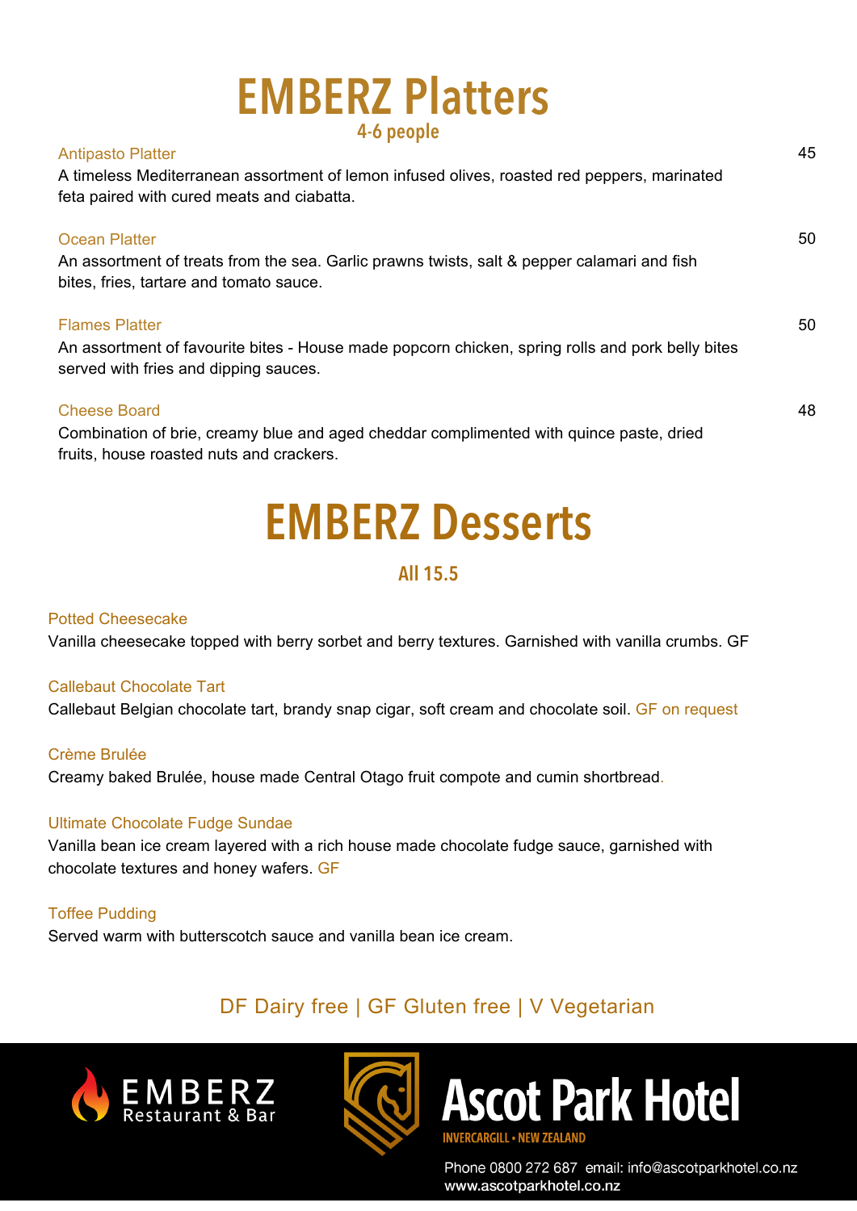# EMBERZ Platters

### 4-6 people

**Antipasto Platter** 45

A timeless Mediterranean assortment of lemon infused olives, roasted red peppers, marinated feta paired with cured meats and ciabatta.

**Ocean Platter** 50

An assortment of treats from the sea. Garlic prawns twists, salt & pepper calamari and fish bites, fries, tartare and tomato sauce.

**Flames Platter** 50

An assortment of favourite bites - House made popcorn chicken, spring rolls and pork belly bites served with fries and dipping sauces.

**Cheese Board** 48

Combination of brie, creamy blue and aged cheddar complimented with quince paste, dried fruits, house roasted nuts and crackers.

# EMBERZ Desserts

### All 15.5

**Potted Cheesecake**

Vanilla cheesecake topped with berry sorbet and berry textures. Garnished with vanilla crumbs. GF

**Callebaut Chocolate Tart**

Callebaut Belgian chocolate tart, brandy snap cigar, soft cream and chocolate soil. GF on request

**Crème Brulée**

Creamy baked Brulée, house made Central Otago fruit compote and cumin shortbread.

**Ultimate Chocolate Fudge Sundae**

Vanilla bean ice cream layered with a rich house made chocolate fudge sauce, garnished with chocolate textures and honey wafers. GF

**Toffee Pudding**

Served warm with butterscotch sauce and vanilla bean ice cream.

DF Dairy free | GF Gluten free | V Vegetarian

EMBERZ Restaurant & Bar

Ascot Park Hotel
INVERCARGILL • NEW ZEALAND

Phone 0800 272 687 email: info@ascotparkhotel.co.nz
www.ascotparkhotel.co.nz